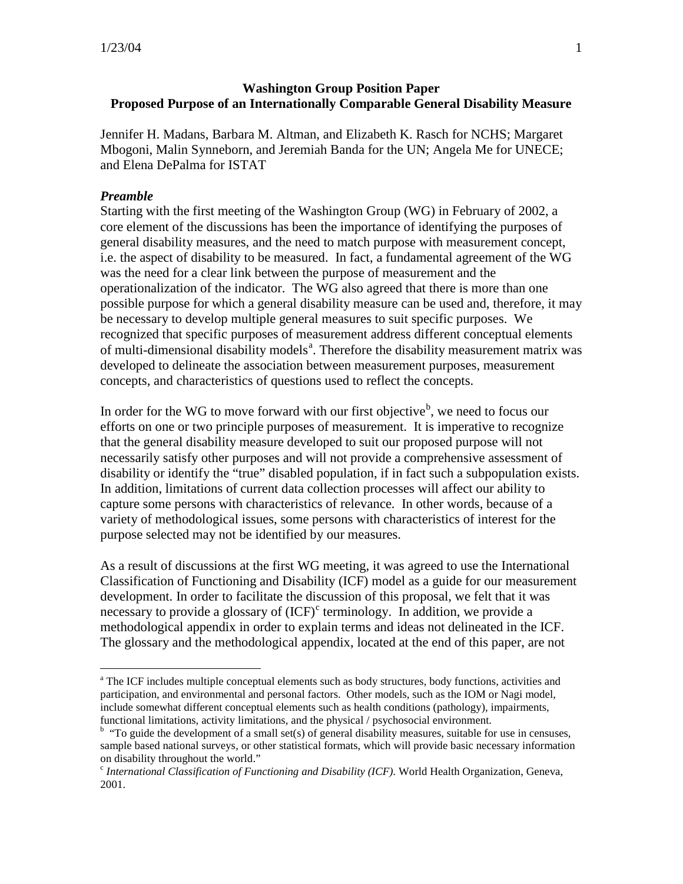**Washington Group Position Paper**
**Proposed Purpose of an Internationally Comparable General Disability Measure**

Jennifer H. Madans, Barbara M. Altman, and Elizabeth K. Rasch for NCHS; Margaret Mbogoni, Malin Synneborn, and Jeremiah Banda for the UN; Angela Me for UNECE; and Elena DePalma for ISTAT

### *Preamble*

Starting with the first meeting of the Washington Group (WG) in February of 2002, a core element of the discussions has been the importance of identifying the purposes of general disability measures, and the need to match purpose with measurement concept, i.e. the aspect of disability to be measured. In fact, a fundamental agreement of the WG was the need for a clear link between the purpose of measurement and the operationalization of the indicator. The WG also agreed that there is more than one possible purpose for which a general disability measure can be used and, therefore, it may be necessary to develop multiple general measures to suit specific purposes. We recognized that specific purposes of measurement address different conceptual elements of multi-dimensional disability models[a]. Therefore the disability measurement matrix was developed to delineate the association between measurement purposes, measurement concepts, and characteristics of questions used to reflect the concepts.

In order for the WG to move forward with our first objective[b], we need to focus our efforts on one or two principle purposes of measurement. It is imperative to recognize that the general disability measure developed to suit our proposed purpose will not necessarily satisfy other purposes and will not provide a comprehensive assessment of disability or identify the "true" disabled population, if in fact such a subpopulation exists. In addition, limitations of current data collection processes will affect our ability to capture some persons with characteristics of relevance. In other words, because of a variety of methodological issues, some persons with characteristics of interest for the purpose selected may not be identified by our measures.

As a result of discussions at the first WG meeting, it was agreed to use the International Classification of Functioning and Disability (ICF) model as a guide for our measurement development. In order to facilitate the discussion of this proposal, we felt that it was necessary to provide a glossary of (ICF)[c] terminology. In addition, we provide a methodological appendix in order to explain terms and ideas not delineated in the ICF. The glossary and the methodological appendix, located at the end of this paper, are not

---

[a] The ICF includes multiple conceptual elements such as body structures, body functions, activities and participation, and environmental and personal factors. Other models, such as the IOM or Nagi model, include somewhat different conceptual elements such as health conditions (pathology), impairments, functional limitations, activity limitations, and the physical / psychosocial environment.

[b] "To guide the development of a small set(s) of general disability measures, suitable for use in censuses, sample based national surveys, or other statistical formats, which will provide basic necessary information on disability throughout the world."

[c] *International Classification of Functioning and Disability (ICF)*. World Health Organization, Geneva, 2001.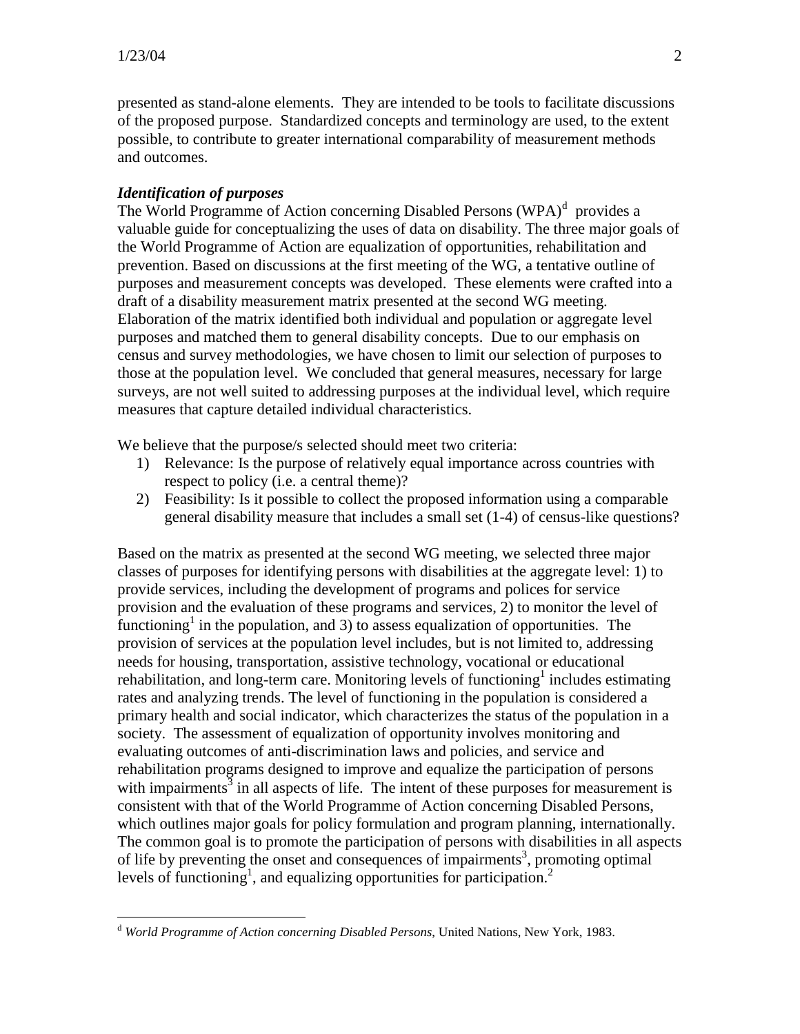presented as stand-alone elements. They are intended to be tools to facilitate discussions of the proposed purpose. Standardized concepts and terminology are used, to the extent possible, to contribute to greater international comparability of measurement methods and outcomes.

***Identification of purposes***

The World Programme of Action concerning Disabled Persons (WPA)[d] provides a valuable guide for conceptualizing the uses of data on disability. The three major goals of the World Programme of Action are equalization of opportunities, rehabilitation and prevention. Based on discussions at the first meeting of the WG, a tentative outline of purposes and measurement concepts was developed. These elements were crafted into a draft of a disability measurement matrix presented at the second WG meeting. Elaboration of the matrix identified both individual and population or aggregate level purposes and matched them to general disability concepts. Due to our emphasis on census and survey methodologies, we have chosen to limit our selection of purposes to those at the population level. We concluded that general measures, necessary for large surveys, are not well suited to addressing purposes at the individual level, which require measures that capture detailed individual characteristics.

We believe that the purpose/s selected should meet two criteria:

1) Relevance: Is the purpose of relatively equal importance across countries with respect to policy (i.e. a central theme)?
2) Feasibility: Is it possible to collect the proposed information using a comparable general disability measure that includes a small set (1-4) of census-like questions?

Based on the matrix as presented at the second WG meeting, we selected three major classes of purposes for identifying persons with disabilities at the aggregate level: 1) to provide services, including the development of programs and polices for service provision and the evaluation of these programs and services, 2) to monitor the level of functioning[1] in the population, and 3) to assess equalization of opportunities. The provision of services at the population level includes, but is not limited to, addressing needs for housing, transportation, assistive technology, vocational or educational rehabilitation, and long-term care. Monitoring levels of functioning[1] includes estimating rates and analyzing trends. The level of functioning in the population is considered a primary health and social indicator, which characterizes the status of the population in a society. The assessment of equalization of opportunity involves monitoring and evaluating outcomes of anti-discrimination laws and policies, and service and rehabilitation programs designed to improve and equalize the participation of persons with impairments[3] in all aspects of life. The intent of these purposes for measurement is consistent with that of the World Programme of Action concerning Disabled Persons, which outlines major goals for policy formulation and program planning, internationally. The common goal is to promote the participation of persons with disabilities in all aspects of life by preventing the onset and consequences of impairments[3], promoting optimal levels of functioning[1], and equalizing opportunities for participation.[2]

---

[d] *World Programme of Action concerning Disabled Persons*, United Nations, New York, 1983.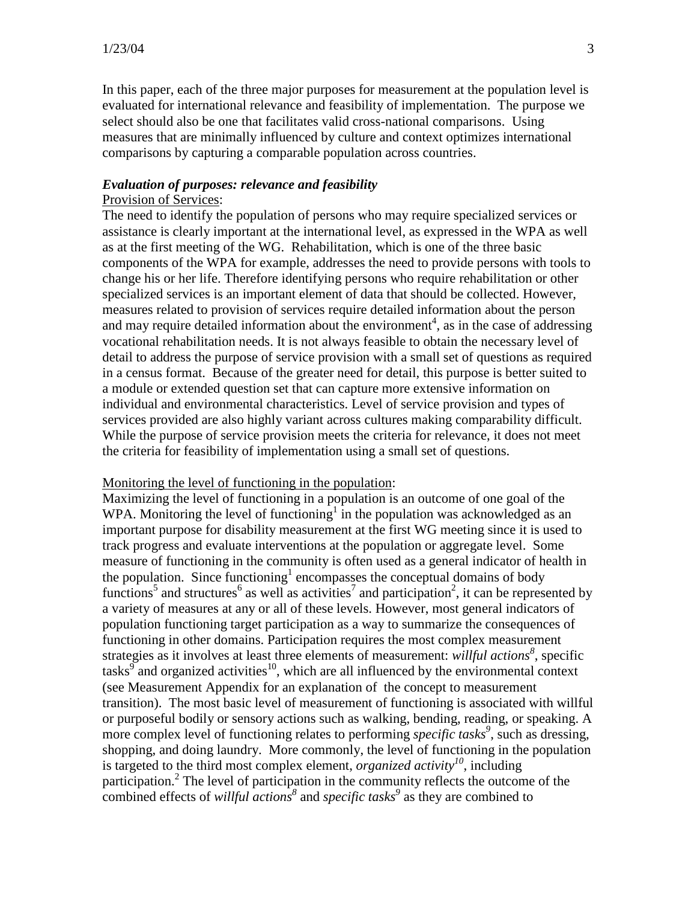In this paper, each of the three major purposes for measurement at the population level is evaluated for international relevance and feasibility of implementation. The purpose we select should also be one that facilitates valid cross-national comparisons. Using measures that are minimally influenced by culture and context optimizes international comparisons by capturing a comparable population across countries.

***Evaluation of purposes: relevance and feasibility***

<u>Provision of Services</u>:

The need to identify the population of persons who may require specialized services or assistance is clearly important at the international level, as expressed in the WPA as well as at the first meeting of the WG. Rehabilitation, which is one of the three basic components of the WPA for example, addresses the need to provide persons with tools to change his or her life. Therefore identifying persons who require rehabilitation or other specialized services is an important element of data that should be collected. However, measures related to provision of services require detailed information about the person and may require detailed information about the environment[4], as in the case of addressing vocational rehabilitation needs. It is not always feasible to obtain the necessary level of detail to address the purpose of service provision with a small set of questions as required in a census format. Because of the greater need for detail, this purpose is better suited to a module or extended question set that can capture more extensive information on individual and environmental characteristics. Level of service provision and types of services provided are also highly variant across cultures making comparability difficult. While the purpose of service provision meets the criteria for relevance, it does not meet the criteria for feasibility of implementation using a small set of questions.

<u>Monitoring the level of functioning in the population</u>:

Maximizing the level of functioning in a population is an outcome of one goal of the WPA. Monitoring the level of functioning[1] in the population was acknowledged as an important purpose for disability measurement at the first WG meeting since it is used to track progress and evaluate interventions at the population or aggregate level. Some measure of functioning in the community is often used as a general indicator of health in the population. Since functioning[1] encompasses the conceptual domains of body functions[5] and structures[6] as well as activities[7] and participation[2], it can be represented by a variety of measures at any or all of these levels. However, most general indicators of population functioning target participation as a way to summarize the consequences of functioning in other domains. Participation requires the most complex measurement strategies as it involves at least three elements of measurement: *willful actions*[8], specific tasks[9] and organized activities[10], which are all influenced by the environmental context (see Measurement Appendix for an explanation of the concept to measurement transition). The most basic level of measurement of functioning is associated with willful or purposeful bodily or sensory actions such as walking, bending, reading, or speaking. A more complex level of functioning relates to performing *specific tasks*[9], such as dressing, shopping, and doing laundry. More commonly, the level of functioning in the population is targeted to the third most complex element, *organized activity*[10], including participation.[2] The level of participation in the community reflects the outcome of the combined effects of *willful actions*[8] and *specific tasks*[9] as they are combined to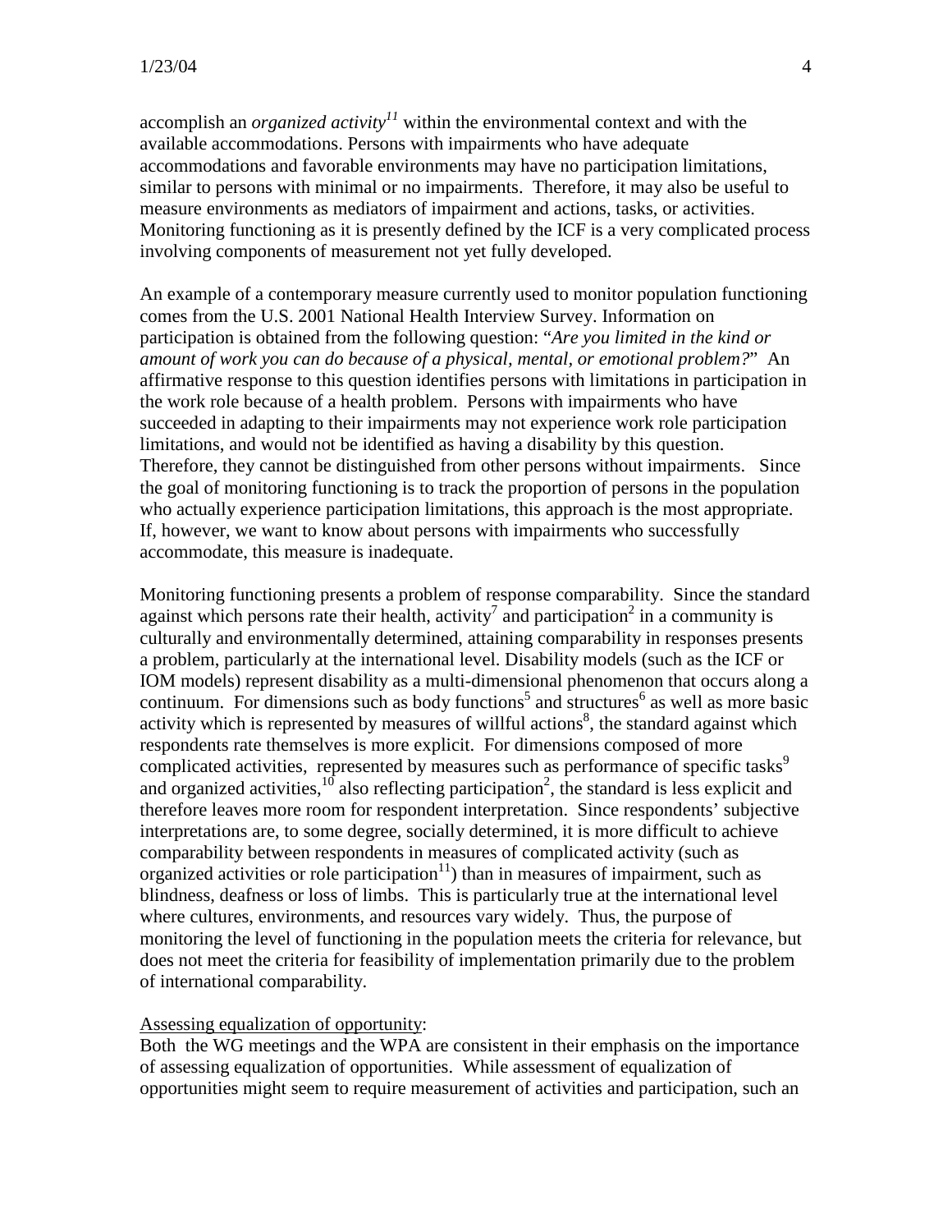accomplish an *organized activity*[11] within the environmental context and with the available accommodations. Persons with impairments who have adequate accommodations and favorable environments may have no participation limitations, similar to persons with minimal or no impairments. Therefore, it may also be useful to measure environments as mediators of impairment and actions, tasks, or activities. Monitoring functioning as it is presently defined by the ICF is a very complicated process involving components of measurement not yet fully developed.

An example of a contemporary measure currently used to monitor population functioning comes from the U.S. 2001 National Health Interview Survey. Information on participation is obtained from the following question: "*Are you limited in the kind or amount of work you can do because of a physical, mental, or emotional problem?*" An affirmative response to this question identifies persons with limitations in participation in the work role because of a health problem. Persons with impairments who have succeeded in adapting to their impairments may not experience work role participation limitations, and would not be identified as having a disability by this question. Therefore, they cannot be distinguished from other persons without impairments. Since the goal of monitoring functioning is to track the proportion of persons in the population who actually experience participation limitations, this approach is the most appropriate. If, however, we want to know about persons with impairments who successfully accommodate, this measure is inadequate.

Monitoring functioning presents a problem of response comparability. Since the standard against which persons rate their health, activity[7] and participation[2] in a community is culturally and environmentally determined, attaining comparability in responses presents a problem, particularly at the international level. Disability models (such as the ICF or IOM models) represent disability as a multi-dimensional phenomenon that occurs along a continuum. For dimensions such as body functions[5] and structures[6] as well as more basic activity which is represented by measures of willful actions[8], the standard against which respondents rate themselves is more explicit. For dimensions composed of more complicated activities, represented by measures such as performance of specific tasks[9] and organized activities,[10] also reflecting participation[2], the standard is less explicit and therefore leaves more room for respondent interpretation. Since respondents' subjective interpretations are, to some degree, socially determined, it is more difficult to achieve comparability between respondents in measures of complicated activity (such as organized activities or role participation[11]) than in measures of impairment, such as blindness, deafness or loss of limbs. This is particularly true at the international level where cultures, environments, and resources vary widely. Thus, the purpose of monitoring the level of functioning in the population meets the criteria for relevance, but does not meet the criteria for feasibility of implementation primarily due to the problem of international comparability.

<u>Assessing equalization of opportunity</u>:

Both the WG meetings and the WPA are consistent in their emphasis on the importance of assessing equalization of opportunities. While assessment of equalization of opportunities might seem to require measurement of activities and participation, such an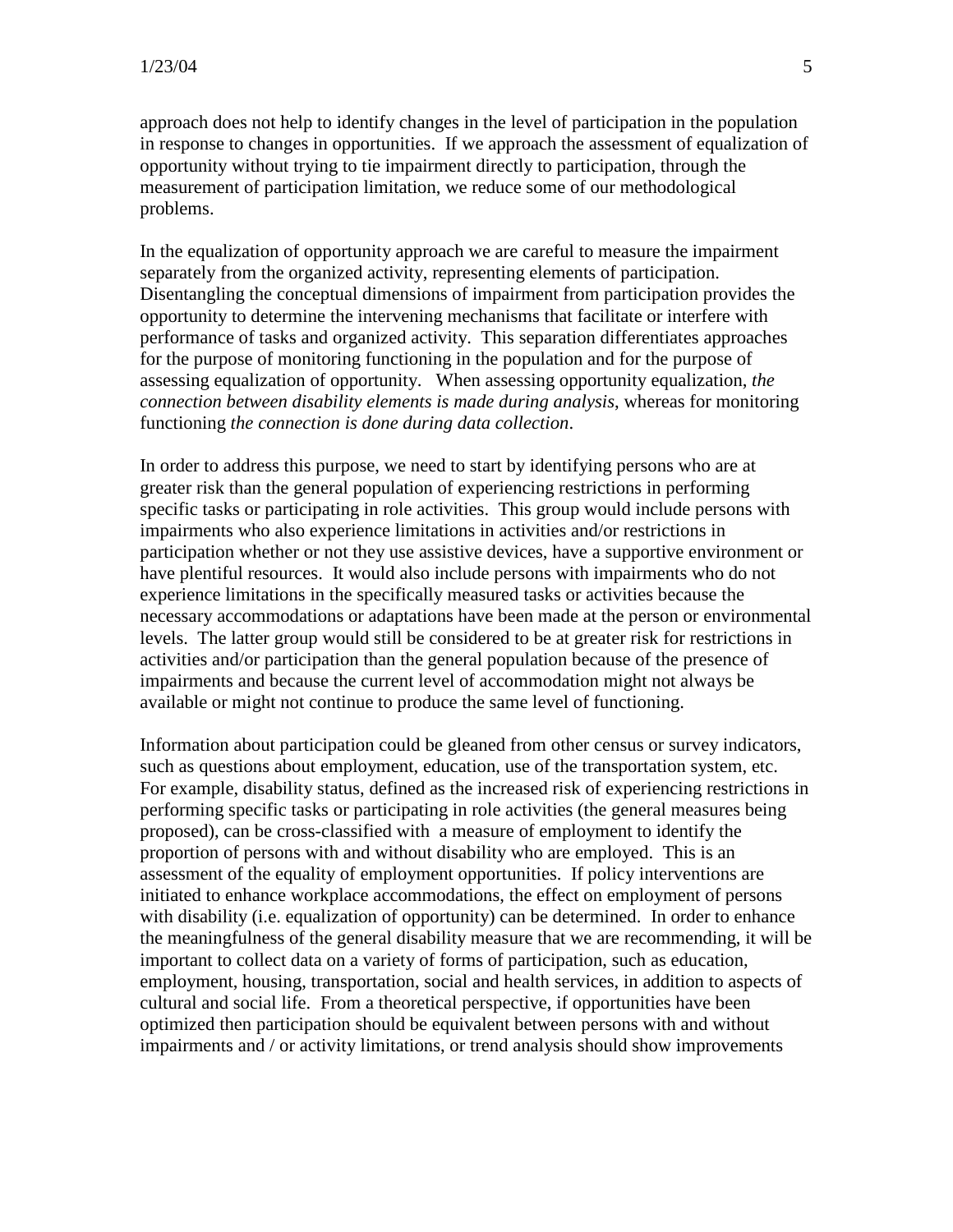approach does not help to identify changes in the level of participation in the population in response to changes in opportunities. If we approach the assessment of equalization of opportunity without trying to tie impairment directly to participation, through the measurement of participation limitation, we reduce some of our methodological problems.

In the equalization of opportunity approach we are careful to measure the impairment separately from the organized activity, representing elements of participation. Disentangling the conceptual dimensions of impairment from participation provides the opportunity to determine the intervening mechanisms that facilitate or interfere with performance of tasks and organized activity. This separation differentiates approaches for the purpose of monitoring functioning in the population and for the purpose of assessing equalization of opportunity. When assessing opportunity equalization, *the connection between disability elements is made during analysis*, whereas for monitoring functioning *the connection is done during data collection*.

In order to address this purpose, we need to start by identifying persons who are at greater risk than the general population of experiencing restrictions in performing specific tasks or participating in role activities. This group would include persons with impairments who also experience limitations in activities and/or restrictions in participation whether or not they use assistive devices, have a supportive environment or have plentiful resources. It would also include persons with impairments who do not experience limitations in the specifically measured tasks or activities because the necessary accommodations or adaptations have been made at the person or environmental levels. The latter group would still be considered to be at greater risk for restrictions in activities and/or participation than the general population because of the presence of impairments and because the current level of accommodation might not always be available or might not continue to produce the same level of functioning.

Information about participation could be gleaned from other census or survey indicators, such as questions about employment, education, use of the transportation system, etc. For example, disability status, defined as the increased risk of experiencing restrictions in performing specific tasks or participating in role activities (the general measures being proposed), can be cross-classified with a measure of employment to identify the proportion of persons with and without disability who are employed. This is an assessment of the equality of employment opportunities. If policy interventions are initiated to enhance workplace accommodations, the effect on employment of persons with disability (i.e. equalization of opportunity) can be determined. In order to enhance the meaningfulness of the general disability measure that we are recommending, it will be important to collect data on a variety of forms of participation, such as education, employment, housing, transportation, social and health services, in addition to aspects of cultural and social life. From a theoretical perspective, if opportunities have been optimized then participation should be equivalent between persons with and without impairments and / or activity limitations, or trend analysis should show improvements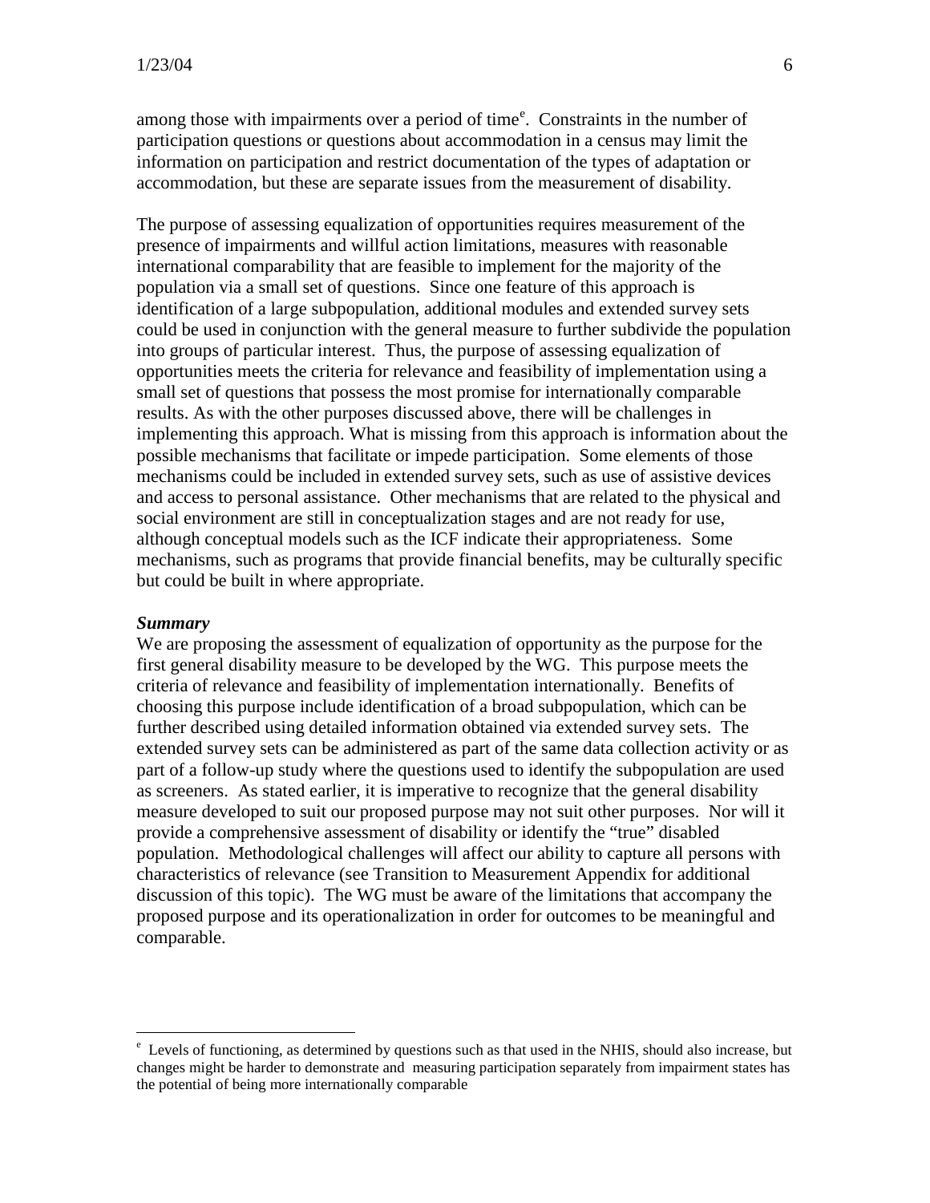among those with impairments over a period of time[e]. Constraints in the number of participation questions or questions about accommodation in a census may limit the information on participation and restrict documentation of the types of adaptation or accommodation, but these are separate issues from the measurement of disability.

The purpose of assessing equalization of opportunities requires measurement of the presence of impairments and willful action limitations, measures with reasonable international comparability that are feasible to implement for the majority of the population via a small set of questions. Since one feature of this approach is identification of a large subpopulation, additional modules and extended survey sets could be used in conjunction with the general measure to further subdivide the population into groups of particular interest. Thus, the purpose of assessing equalization of opportunities meets the criteria for relevance and feasibility of implementation using a small set of questions that possess the most promise for internationally comparable results. As with the other purposes discussed above, there will be challenges in implementing this approach. What is missing from this approach is information about the possible mechanisms that facilitate or impede participation. Some elements of those mechanisms could be included in extended survey sets, such as use of assistive devices and access to personal assistance. Other mechanisms that are related to the physical and social environment are still in conceptualization stages and are not ready for use, although conceptual models such as the ICF indicate their appropriateness. Some mechanisms, such as programs that provide financial benefits, may be culturally specific but could be built in where appropriate.

***Summary***

We are proposing the assessment of equalization of opportunity as the purpose for the first general disability measure to be developed by the WG. This purpose meets the criteria of relevance and feasibility of implementation internationally. Benefits of choosing this purpose include identification of a broad subpopulation, which can be further described using detailed information obtained via extended survey sets. The extended survey sets can be administered as part of the same data collection activity or as part of a follow-up study where the questions used to identify the subpopulation are used as screeners. As stated earlier, it is imperative to recognize that the general disability measure developed to suit our proposed purpose may not suit other purposes. Nor will it provide a comprehensive assessment of disability or identify the "true" disabled population. Methodological challenges will affect our ability to capture all persons with characteristics of relevance (see Transition to Measurement Appendix for additional discussion of this topic). The WG must be aware of the limitations that accompany the proposed purpose and its operationalization in order for outcomes to be meaningful and comparable.

---

[e] Levels of functioning, as determined by questions such as that used in the NHIS, should also increase, but changes might be harder to demonstrate and measuring participation separately from impairment states has the potential of being more internationally comparable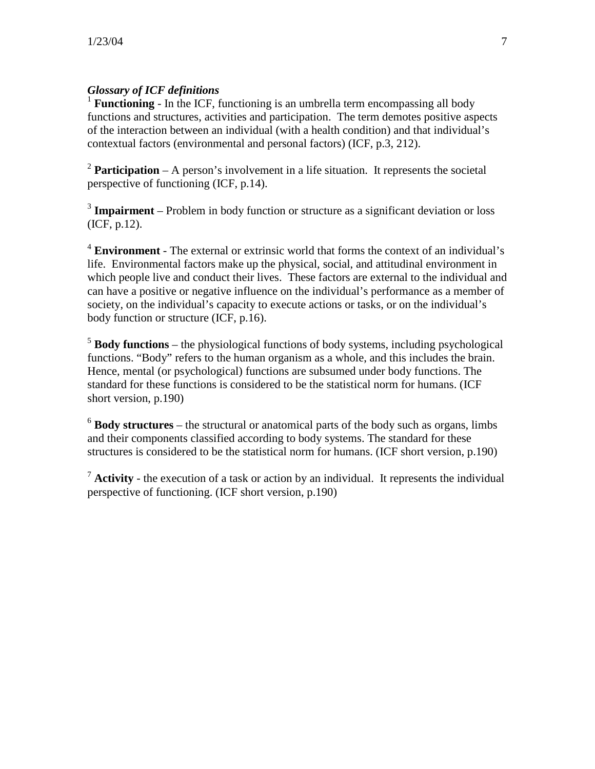***Glossary of ICF definitions***

[1] **Functioning** - In the ICF, functioning is an umbrella term encompassing all body functions and structures, activities and participation. The term demotes positive aspects of the interaction between an individual (with a health condition) and that individual's contextual factors (environmental and personal factors) (ICF, p.3, 212).

[2] **Participation** – A person's involvement in a life situation. It represents the societal perspective of functioning (ICF, p.14).

[3] **Impairment** – Problem in body function or structure as a significant deviation or loss (ICF, p.12).

[4] **Environment** - The external or extrinsic world that forms the context of an individual's life. Environmental factors make up the physical, social, and attitudinal environment in which people live and conduct their lives. These factors are external to the individual and can have a positive or negative influence on the individual's performance as a member of society, on the individual's capacity to execute actions or tasks, or on the individual's body function or structure (ICF, p.16).

[5] **Body functions** – the physiological functions of body systems, including psychological functions. "Body" refers to the human organism as a whole, and this includes the brain. Hence, mental (or psychological) functions are subsumed under body functions. The standard for these functions is considered to be the statistical norm for humans. (ICF short version, p.190)

[6] **Body structures** – the structural or anatomical parts of the body such as organs, limbs and their components classified according to body systems. The standard for these structures is considered to be the statistical norm for humans. (ICF short version, p.190)

[7] **Activity** - the execution of a task or action by an individual. It represents the individual perspective of functioning. (ICF short version, p.190)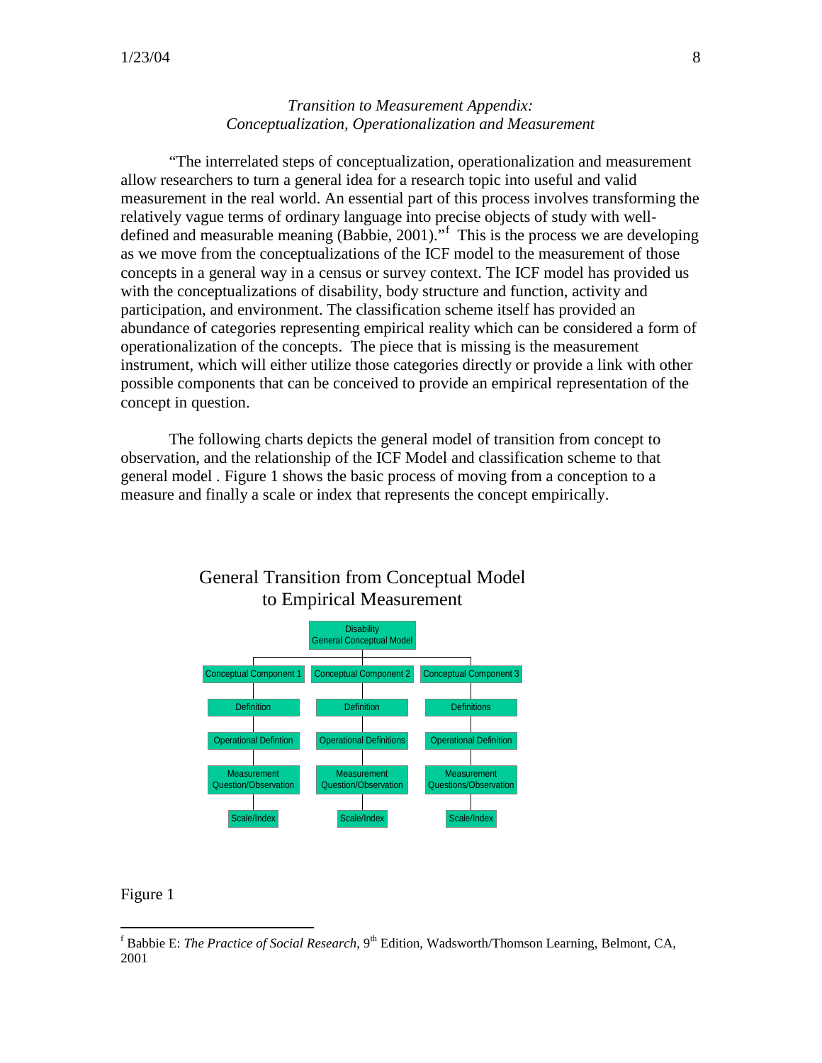*Transition to Measurement Appendix:*
*Conceptualization, Operationalization and Measurement*

"The interrelated steps of conceptualization, operationalization and measurement allow researchers to turn a general idea for a research topic into useful and valid measurement in the real world. An essential part of this process involves transforming the relatively vague terms of ordinary language into precise objects of study with well-defined and measurable meaning (Babbie, 2001)."[f] This is the process we are developing as we move from the conceptualizations of the ICF model to the measurement of those concepts in a general way in a census or survey context. The ICF model has provided us with the conceptualizations of disability, body structure and function, activity and participation, and environment. The classification scheme itself has provided an abundance of categories representing empirical reality which can be considered a form of operationalization of the concepts. The piece that is missing is the measurement instrument, which will either utilize those categories directly or provide a link with other possible components that can be conceived to provide an empirical representation of the concept in question.

The following charts depicts the general model of transition from concept to observation, and the relationship of the ICF Model and classification scheme to that general model . Figure 1 shows the basic process of moving from a conception to a measure and finally a scale or index that represents the concept empirically.

General Transition from Conceptual Model to Empirical Measurement

Disability General Conceptual Model

| Conceptual Component 1 | Conceptual Component 2 | Conceptual Component 3 |
|---|---|---|
| Definition | Definition | Definitions |
| Operational Defintion | Operational Definitions | Operational Definition |
| Measurement Question/Observation | Measurement Question/Observation | Measurement Questions/Observation |
| Scale/Index | Scale/Index | Scale/Index |

Figure 1

[f] Babbie E: *The Practice of Social Research*, 9th Edition, Wadsworth/Thomson Learning, Belmont, CA, 2001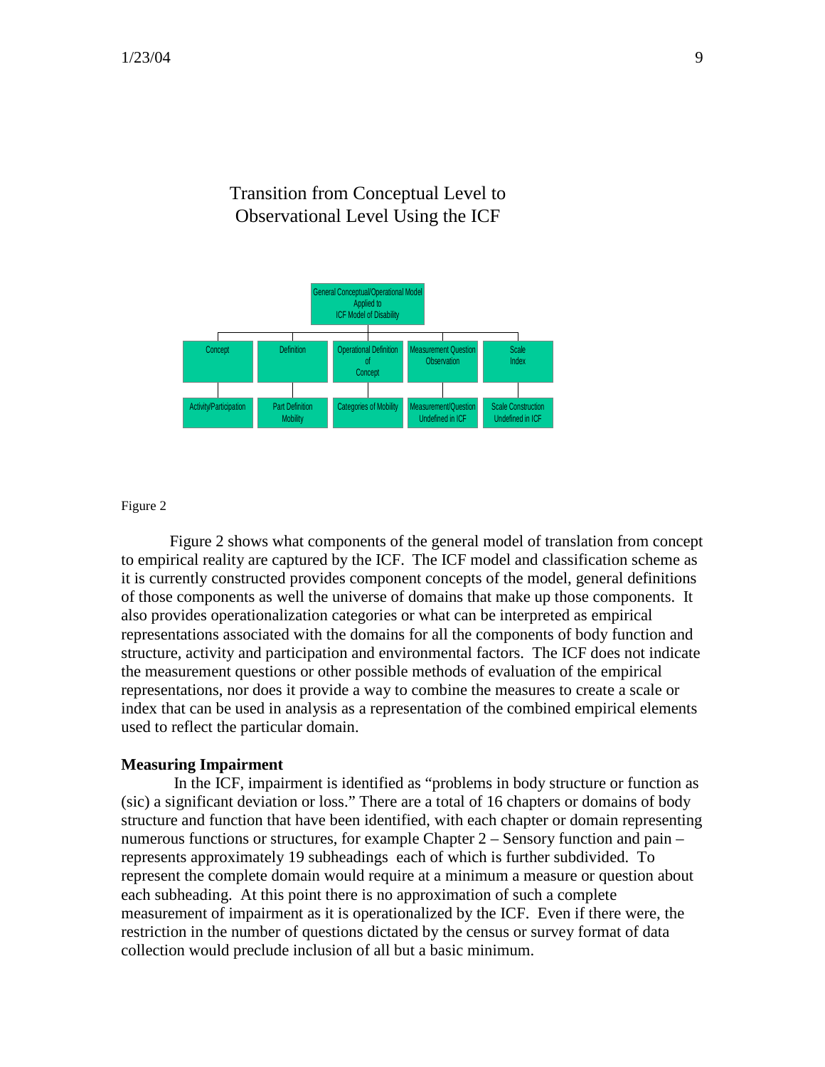Transition from Conceptual Level to Observational Level Using the ICF

General Conceptual/Operational Model Applied to ICF Model of Disability

| Concept | Definition | Operational Definition of Concept | Measurement Question Observation | Scale Index |
| --- | --- | --- | --- | --- |
| Activity/Participation | Part Definition Mobility | Categories of Mobility | Measurement/Question Undefined in ICF | Scale Construction Undefined in ICF |

Figure 2

Figure 2 shows what components of the general model of translation from concept to empirical reality are captured by the ICF. The ICF model and classification scheme as it is currently constructed provides component concepts of the model, general definitions of those components as well the universe of domains that make up those components. It also provides operationalization categories or what can be interpreted as empirical representations associated with the domains for all the components of body function and structure, activity and participation and environmental factors. The ICF does not indicate the measurement questions or other possible methods of evaluation of the empirical representations, nor does it provide a way to combine the measures to create a scale or index that can be used in analysis as a representation of the combined empirical elements used to reflect the particular domain.

**Measuring Impairment**

In the ICF, impairment is identified as "problems in body structure or function as (sic) a significant deviation or loss." There are a total of 16 chapters or domains of body structure and function that have been identified, with each chapter or domain representing numerous functions or structures, for example Chapter 2 – Sensory function and pain – represents approximately 19 subheadings each of which is further subdivided. To represent the complete domain would require at a minimum a measure or question about each subheading. At this point there is no approximation of such a complete measurement of impairment as it is operationalized by the ICF. Even if there were, the restriction in the number of questions dictated by the census or survey format of data collection would preclude inclusion of all but a basic minimum.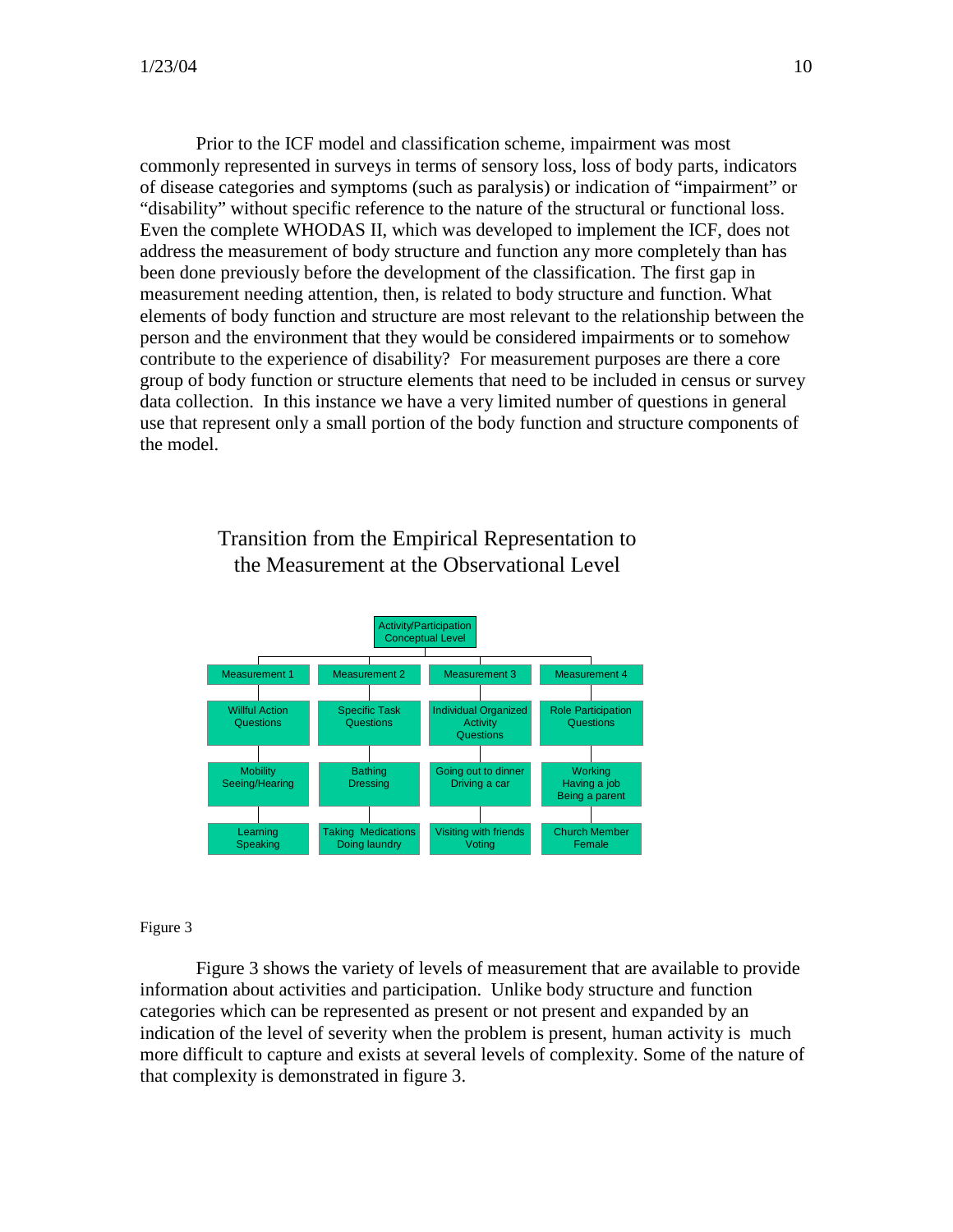Prior to the ICF model and classification scheme, impairment was most commonly represented in surveys in terms of sensory loss, loss of body parts, indicators of disease categories and symptoms (such as paralysis) or indication of "impairment" or "disability" without specific reference to the nature of the structural or functional loss. Even the complete WHODAS II, which was developed to implement the ICF, does not address the measurement of body structure and function any more completely than has been done previously before the development of the classification. The first gap in measurement needing attention, then, is related to body structure and function. What elements of body function and structure are most relevant to the relationship between the person and the environment that they would be considered impairments or to somehow contribute to the experience of disability? For measurement purposes are there a core group of body function or structure elements that need to be included in census or survey data collection. In this instance we have a very limited number of questions in general use that represent only a small portion of the body function and structure components of the model.

## Transition from the Empirical Representation to the Measurement at the Observational Level

Activity/Participation Conceptual Level

| Measurement 1 | Measurement 2 | Measurement 3 | Measurement 4 |
|---|---|---|---|
| Willful Action Questions | Specific Task Questions | Individual Organized Activity Questions | Role Participation Questions |
| Mobility Seeing/Hearing | Bathing Dressing | Going out to dinner Driving a car | Working Having a job Being a parent |
| Learning Speaking | Taking Medications Doing laundry | Visiting with friends Voting | Church Member Female |

Figure 3

Figure 3 shows the variety of levels of measurement that are available to provide information about activities and participation. Unlike body structure and function categories which can be represented as present or not present and expanded by an indication of the level of severity when the problem is present, human activity is much more difficult to capture and exists at several levels of complexity. Some of the nature of that complexity is demonstrated in figure 3.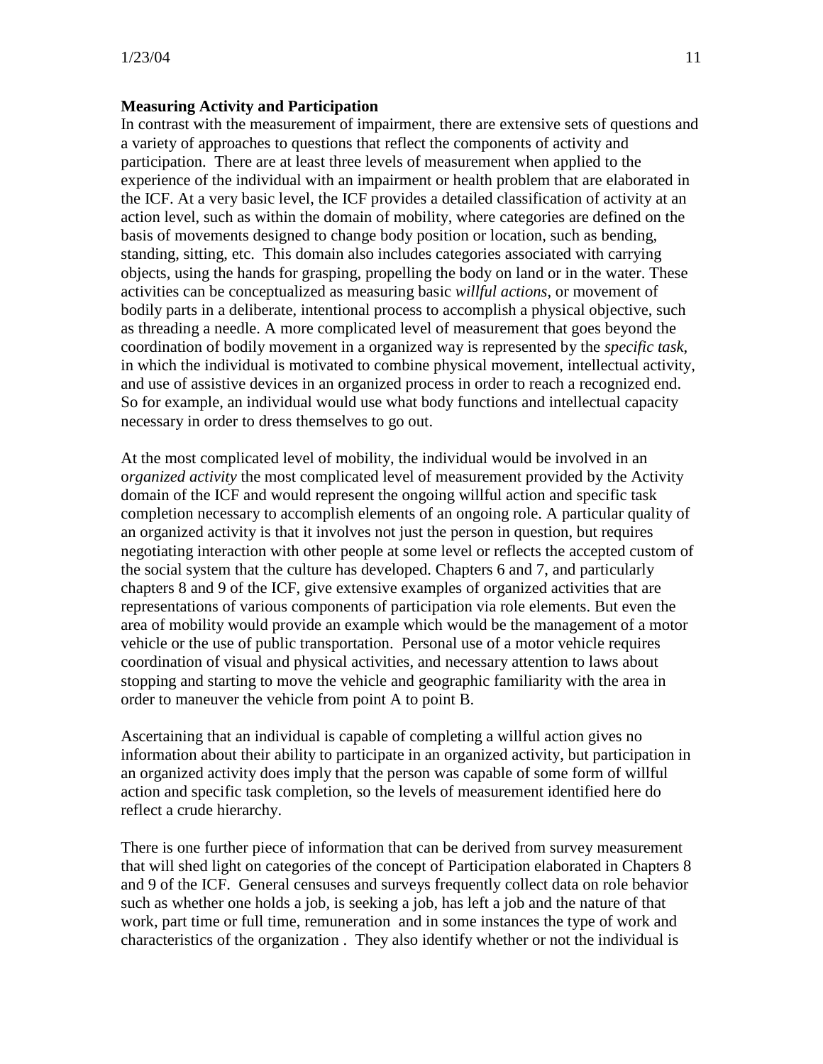**Measuring Activity and Participation**

In contrast with the measurement of impairment, there are extensive sets of questions and a variety of approaches to questions that reflect the components of activity and participation. There are at least three levels of measurement when applied to the experience of the individual with an impairment or health problem that are elaborated in the ICF. At a very basic level, the ICF provides a detailed classification of activity at an action level, such as within the domain of mobility, where categories are defined on the basis of movements designed to change body position or location, such as bending, standing, sitting, etc. This domain also includes categories associated with carrying objects, using the hands for grasping, propelling the body on land or in the water. These activities can be conceptualized as measuring basic *willful actions*, or movement of bodily parts in a deliberate, intentional process to accomplish a physical objective, such as threading a needle. A more complicated level of measurement that goes beyond the coordination of bodily movement in a organized way is represented by the *specific task*, in which the individual is motivated to combine physical movement, intellectual activity, and use of assistive devices in an organized process in order to reach a recognized end. So for example, an individual would use what body functions and intellectual capacity necessary in order to dress themselves to go out.

At the most complicated level of mobility, the individual would be involved in an o*rganized activity* the most complicated level of measurement provided by the Activity domain of the ICF and would represent the ongoing willful action and specific task completion necessary to accomplish elements of an ongoing role. A particular quality of an organized activity is that it involves not just the person in question, but requires negotiating interaction with other people at some level or reflects the accepted custom of the social system that the culture has developed. Chapters 6 and 7, and particularly chapters 8 and 9 of the ICF, give extensive examples of organized activities that are representations of various components of participation via role elements. But even the area of mobility would provide an example which would be the management of a motor vehicle or the use of public transportation. Personal use of a motor vehicle requires coordination of visual and physical activities, and necessary attention to laws about stopping and starting to move the vehicle and geographic familiarity with the area in order to maneuver the vehicle from point A to point B.

Ascertaining that an individual is capable of completing a willful action gives no information about their ability to participate in an organized activity, but participation in an organized activity does imply that the person was capable of some form of willful action and specific task completion, so the levels of measurement identified here do reflect a crude hierarchy.

There is one further piece of information that can be derived from survey measurement that will shed light on categories of the concept of Participation elaborated in Chapters 8 and 9 of the ICF. General censuses and surveys frequently collect data on role behavior such as whether one holds a job, is seeking a job, has left a job and the nature of that work, part time or full time, remuneration and in some instances the type of work and characteristics of the organization . They also identify whether or not the individual is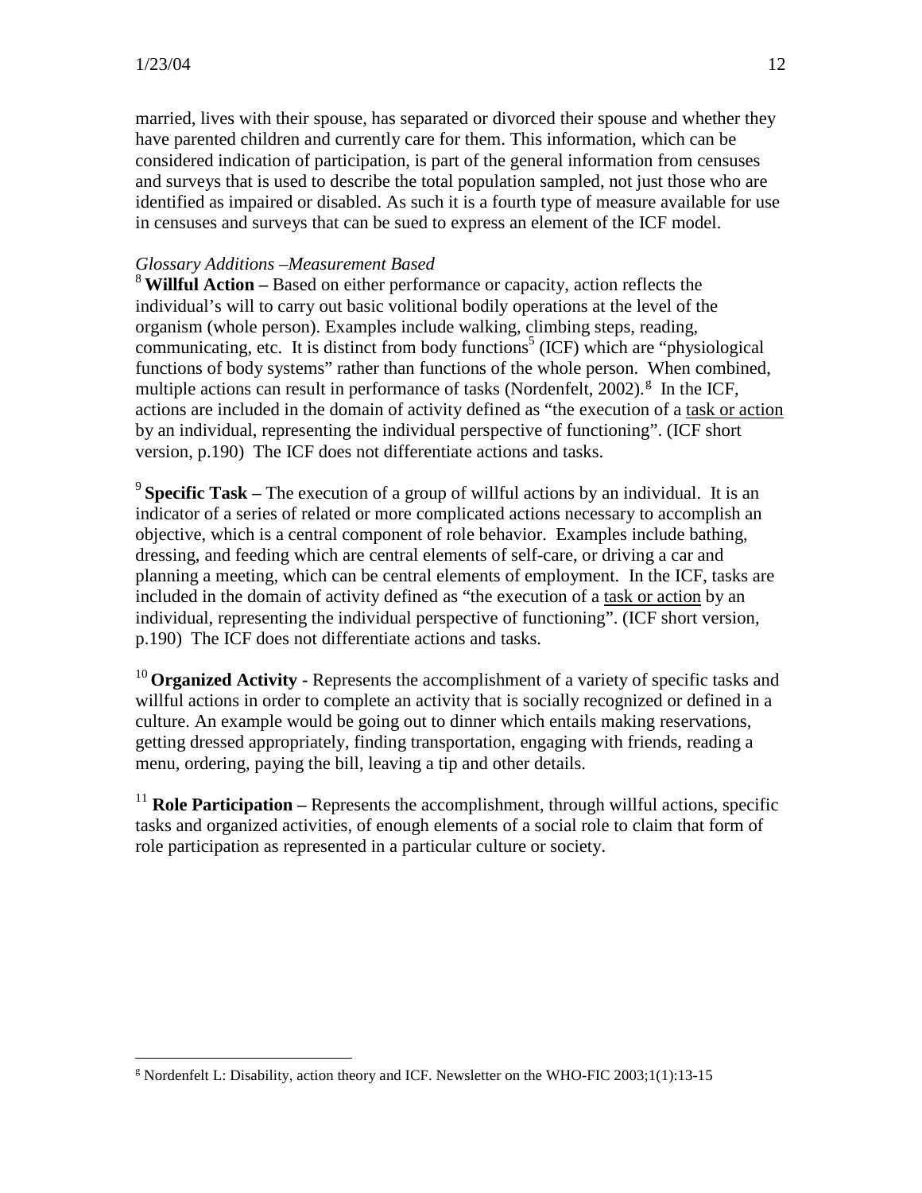married, lives with their spouse, has separated or divorced their spouse and whether they have parented children and currently care for them. This information, which can be considered indication of participation, is part of the general information from censuses and surveys that is used to describe the total population sampled, not just those who are identified as impaired or disabled. As such it is a fourth type of measure available for use in censuses and surveys that can be sued to express an element of the ICF model.

*Glossary Additions –Measurement Based*

[8] **Willful Action –** Based on either performance or capacity, action reflects the individual's will to carry out basic volitional bodily operations at the level of the organism (whole person). Examples include walking, climbing steps, reading, communicating, etc. It is distinct from body functions[5] (ICF) which are "physiological functions of body systems" rather than functions of the whole person. When combined, multiple actions can result in performance of tasks (Nordenfelt, 2002).[g] In the ICF, actions are included in the domain of activity defined as "the execution of a <u>task or action</u> by an individual, representing the individual perspective of functioning". (ICF short version, p.190) The ICF does not differentiate actions and tasks.

[9] **Specific Task –** The execution of a group of willful actions by an individual. It is an indicator of a series of related or more complicated actions necessary to accomplish an objective, which is a central component of role behavior. Examples include bathing, dressing, and feeding which are central elements of self-care, or driving a car and planning a meeting, which can be central elements of employment. In the ICF, tasks are included in the domain of activity defined as "the execution of a <u>task or action</u> by an individual, representing the individual perspective of functioning". (ICF short version, p.190) The ICF does not differentiate actions and tasks.

[10] **Organized Activity -** Represents the accomplishment of a variety of specific tasks and willful actions in order to complete an activity that is socially recognized or defined in a culture. An example would be going out to dinner which entails making reservations, getting dressed appropriately, finding transportation, engaging with friends, reading a menu, ordering, paying the bill, leaving a tip and other details.

[11] **Role Participation –** Represents the accomplishment, through willful actions, specific tasks and organized activities, of enough elements of a social role to claim that form of role participation as represented in a particular culture or society.

---

[g] Nordenfelt L: Disability, action theory and ICF. Newsletter on the WHO-FIC 2003;1(1):13-15